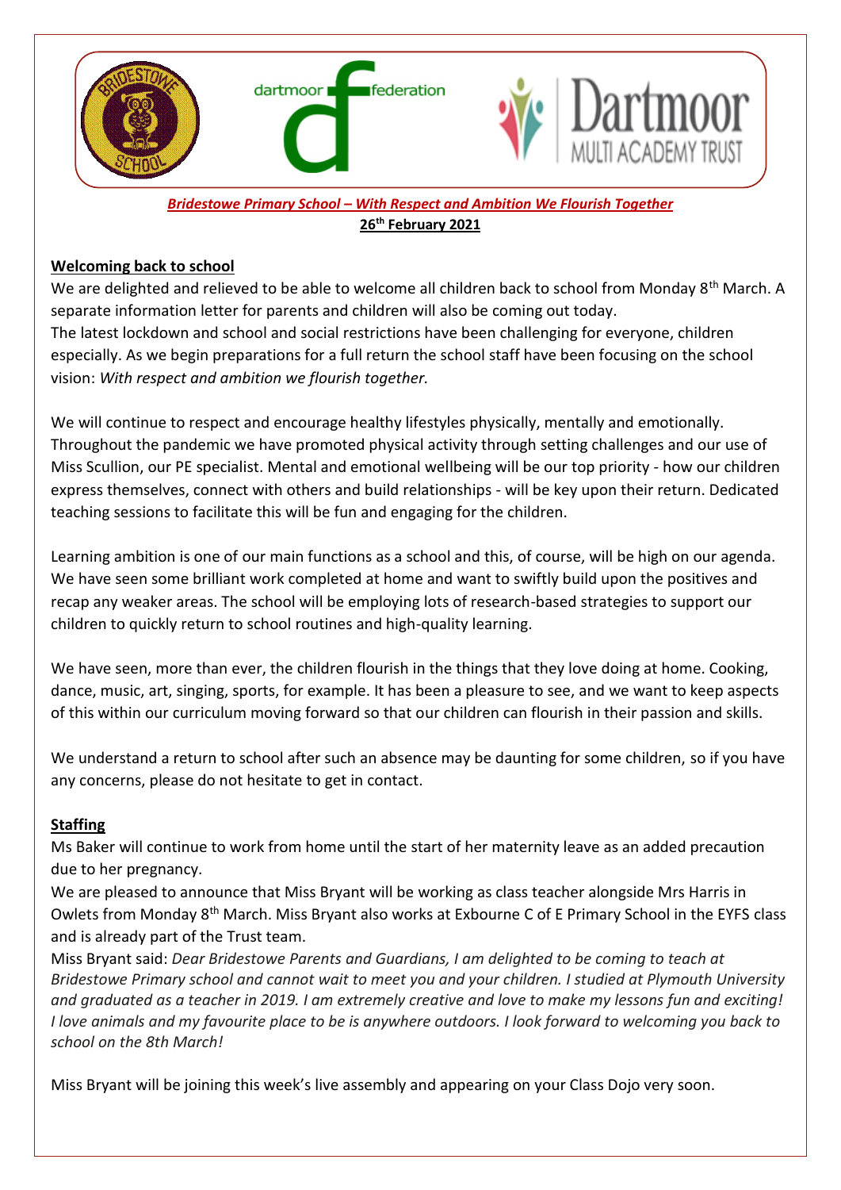***Bridestowe Primary School – With Respect and Ambition We Flourish Together***

**26th February 2021**

## Welcoming back to school

We are delighted and relieved to be able to welcome all children back to school from Monday 8th March. A separate information letter for parents and children will also be coming out today.
The latest lockdown and school and social restrictions have been challenging for everyone, children especially. As we begin preparations for a full return the school staff have been focusing on the school vision: *With respect and ambition we flourish together.*

We will continue to respect and encourage healthy lifestyles physically, mentally and emotionally. Throughout the pandemic we have promoted physical activity through setting challenges and our use of Miss Scullion, our PE specialist. Mental and emotional wellbeing will be our top priority - how our children express themselves, connect with others and build relationships - will be key upon their return. Dedicated teaching sessions to facilitate this will be fun and engaging for the children.

Learning ambition is one of our main functions as a school and this, of course, will be high on our agenda. We have seen some brilliant work completed at home and want to swiftly build upon the positives and recap any weaker areas. The school will be employing lots of research-based strategies to support our children to quickly return to school routines and high-quality learning.

We have seen, more than ever, the children flourish in the things that they love doing at home. Cooking, dance, music, art, singing, sports, for example. It has been a pleasure to see, and we want to keep aspects of this within our curriculum moving forward so that our children can flourish in their passion and skills.

We understand a return to school after such an absence may be daunting for some children, so if you have any concerns, please do not hesitate to get in contact.

## Staffing

Ms Baker will continue to work from home until the start of her maternity leave as an added precaution due to her pregnancy.
We are pleased to announce that Miss Bryant will be working as class teacher alongside Mrs Harris in Owlets from Monday 8th March. Miss Bryant also works at Exbourne C of E Primary School in the EYFS class and is already part of the Trust team.
Miss Bryant said: *Dear Bridestowe Parents and Guardians, I am delighted to be coming to teach at Bridestowe Primary school and cannot wait to meet you and your children. I studied at Plymouth University and graduated as a teacher in 2019. I am extremely creative and love to make my lessons fun and exciting! I love animals and my favourite place to be is anywhere outdoors. I look forward to welcoming you back to school on the 8th March!*

Miss Bryant will be joining this week's live assembly and appearing on your Class Dojo very soon.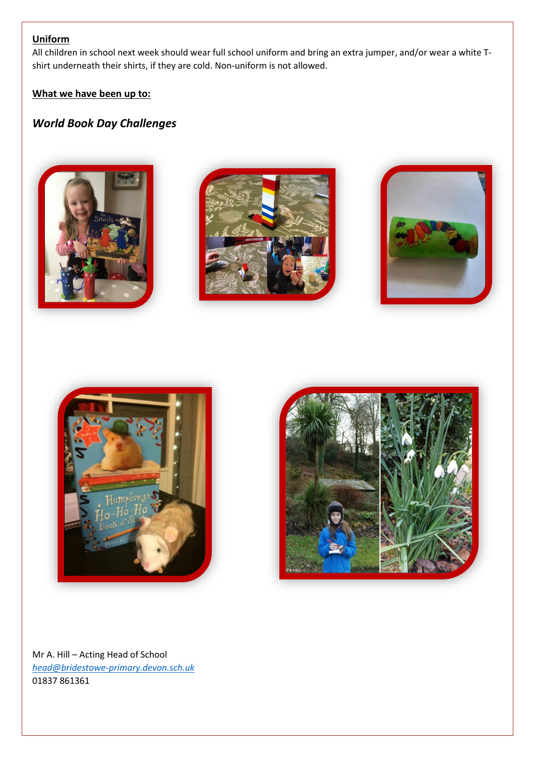**Uniform**

All children in school next week should wear full school uniform and bring an extra jumper, and/or wear a white T-shirt underneath their shirts, if they are cold. Non-uniform is not allowed.

**What we have been up to:**

***World Book Day Challenges***

Mr A. Hill – Acting Head of School
*head@bridestowe-primary.devon.sch.uk*
01837 861361